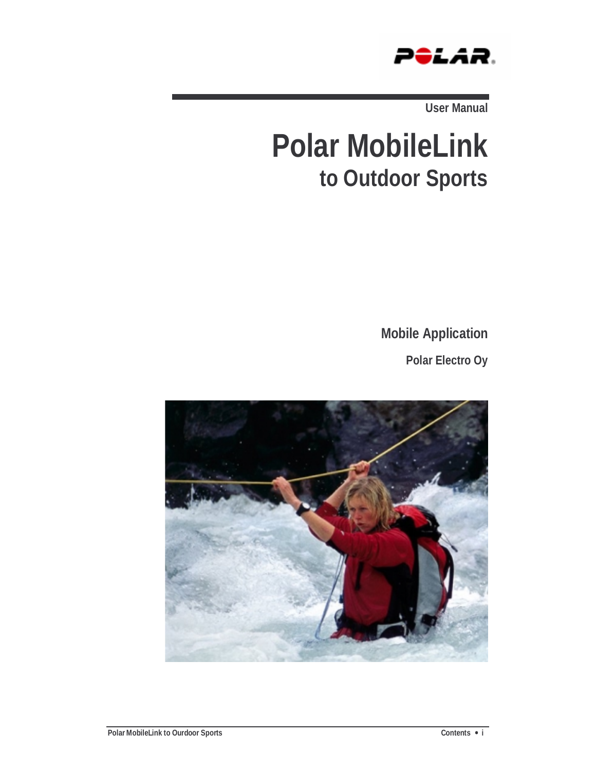User Manual

# Polar MobileLink
## to Outdoor Sports

**Mobile Application**

**Polar Electro Oy**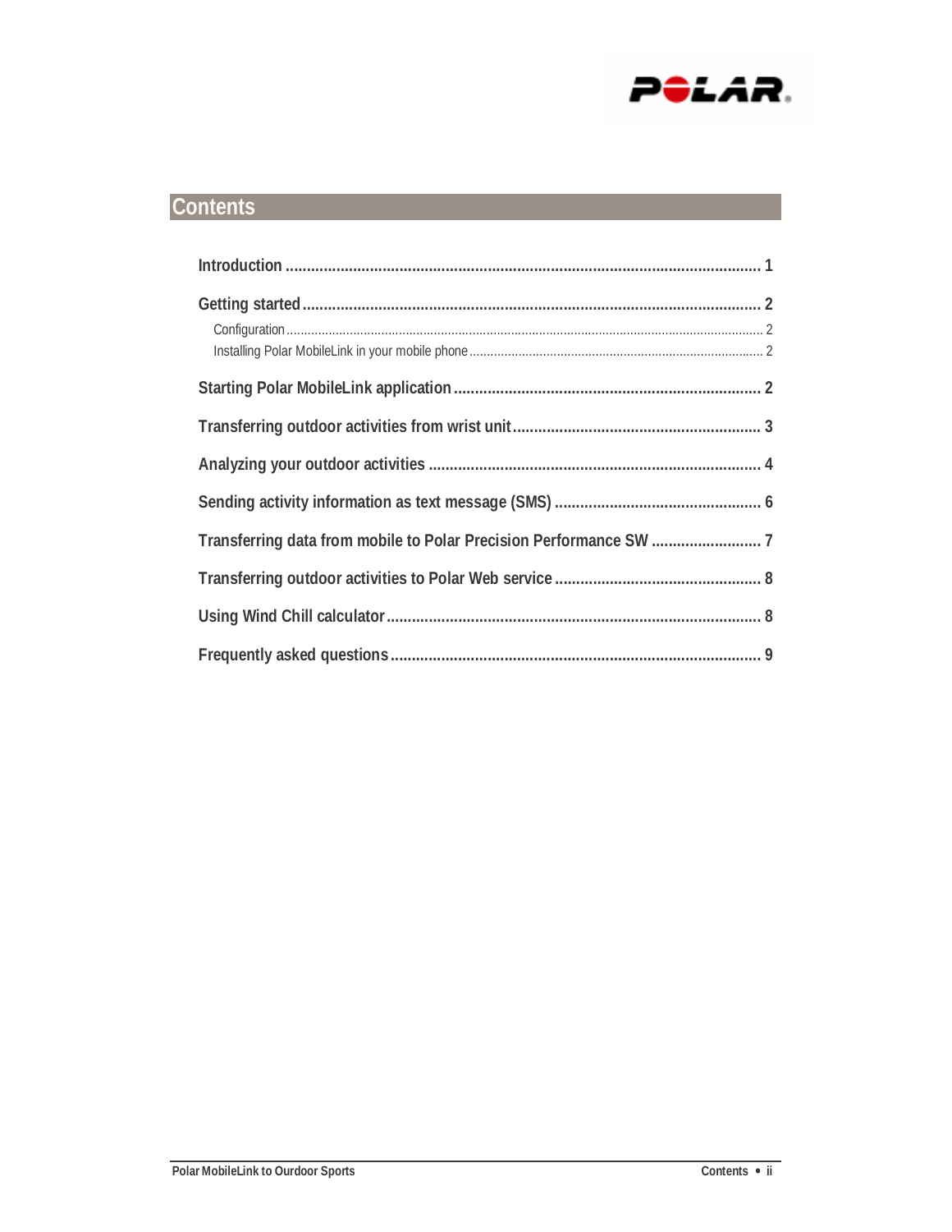# Contents

Introduction ........ 1

Getting started ........ 2

- Configuration ........ 2
- Installing Polar MobileLink in your mobile phone ........ 2

Starting Polar MobileLink application ........ 2

Transferring outdoor activities from wrist unit ........ 3

Analyzing your outdoor activities ........ 4

Sending activity information as text message (SMS) ........ 6

Transferring data from mobile to Polar Precision Performance SW ........ 7

Transferring outdoor activities to Polar Web service ........ 8

Using Wind Chill calculator ........ 8

Frequently asked questions ........ 9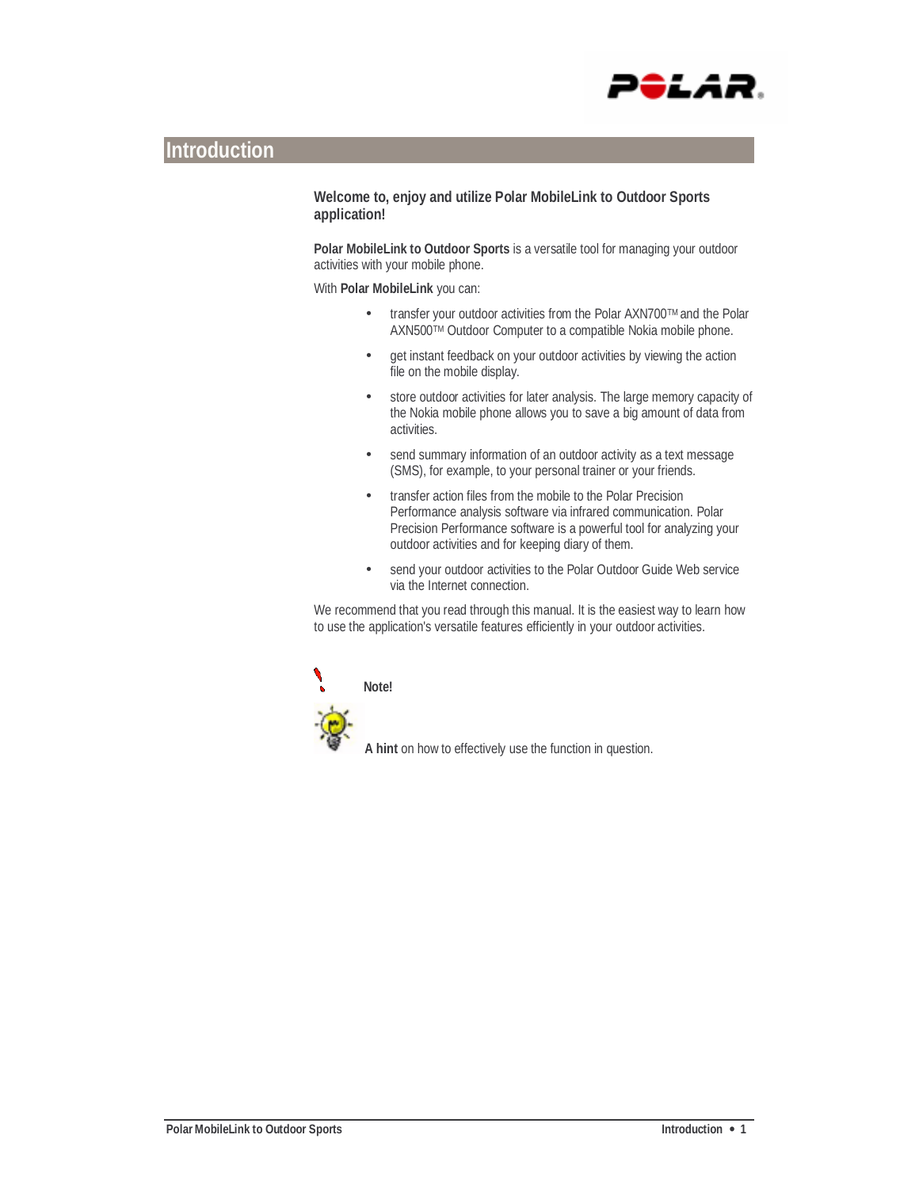# Introduction

**Welcome to, enjoy and utilize Polar MobileLink to Outdoor Sports application!**

**Polar MobileLink to Outdoor Sports** is a versatile tool for managing your outdoor activities with your mobile phone.

With **Polar MobileLink** you can:

- transfer your outdoor activities from the Polar AXN700TM and the Polar AXN500TM Outdoor Computer to a compatible Nokia mobile phone.
- get instant feedback on your outdoor activities by viewing the action file on the mobile display.
- store outdoor activities for later analysis. The large memory capacity of the Nokia mobile phone allows you to save a big amount of data from activities.
- send summary information of an outdoor activity as a text message (SMS), for example, to your personal trainer or your friends.
- transfer action files from the mobile to the Polar Precision Performance analysis software via infrared communication. Polar Precision Performance software is a powerful tool for analyzing your outdoor activities and for keeping diary of them.
- send your outdoor activities to the Polar Outdoor Guide Web service via the Internet connection.

We recommend that you read through this manual. It is the easiest way to learn how to use the application's versatile features efficiently in your outdoor activities.

**Note!**

**A hint** on how to effectively use the function in question.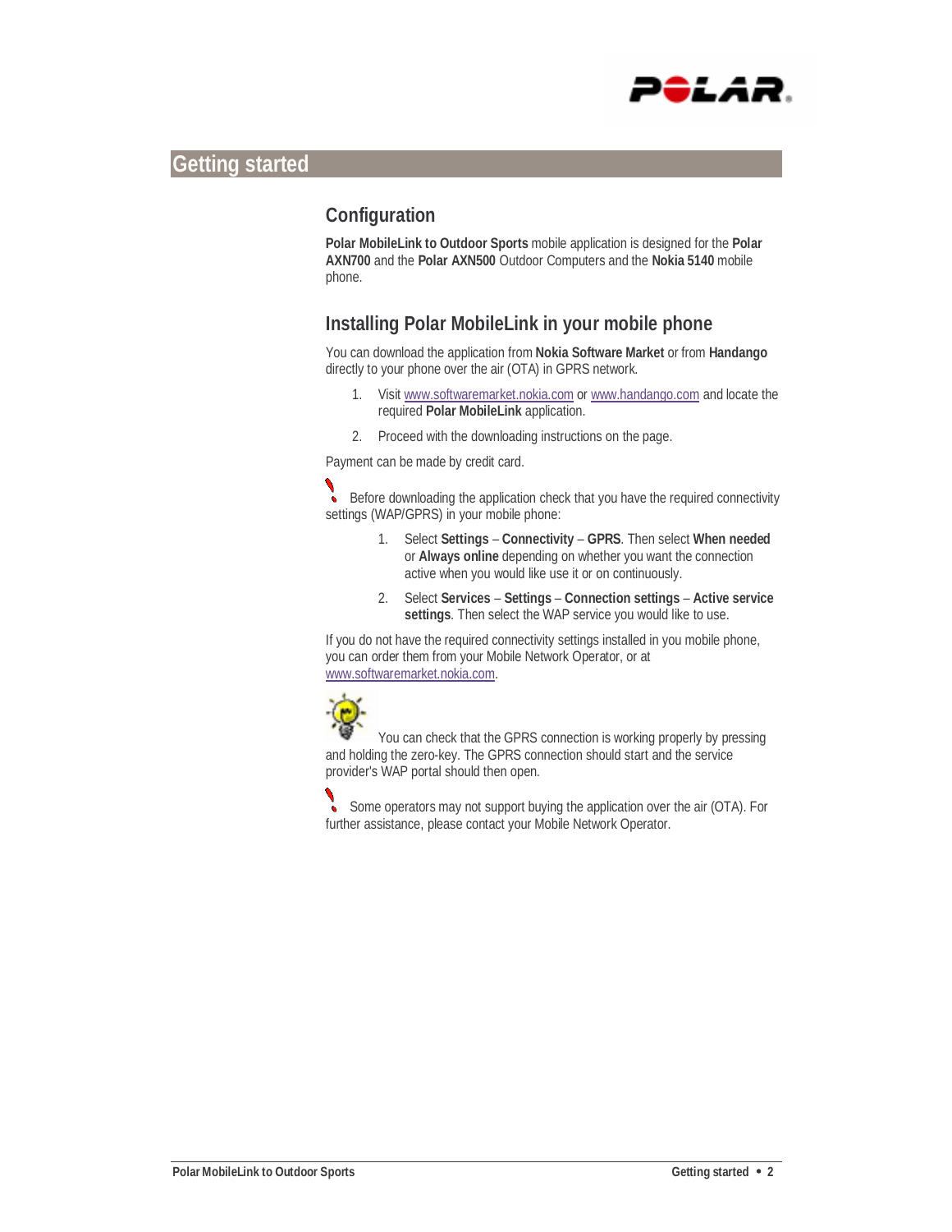# Getting started

## Configuration

**Polar MobileLink to Outdoor Sports** mobile application is designed for the **Polar AXN700** and the **Polar AXN500** Outdoor Computers and the **Nokia 5140** mobile phone.

## Installing Polar MobileLink in your mobile phone

You can download the application from **Nokia Software Market** or from **Handango** directly to your phone over the air (OTA) in GPRS network.

1. Visit www.softwaremarket.nokia.com or www.handango.com and locate the required **Polar MobileLink** application.
2. Proceed with the downloading instructions on the page.

Payment can be made by credit card.

Before downloading the application check that you have the required connectivity settings (WAP/GPRS) in your mobile phone:

1. Select **Settings** – **Connectivity** – **GPRS**. Then select **When needed** or **Always online** depending on whether you want the connection active when you would like use it or on continuously.
2. Select **Services** – **Settings** – **Connection settings** – **Active service settings**. Then select the WAP service you would like to use.

If you do not have the required connectivity settings installed in you mobile phone, you can order them from your Mobile Network Operator, or at www.softwaremarket.nokia.com.

You can check that the GPRS connection is working properly by pressing and holding the zero-key. The GPRS connection should start and the service provider's WAP portal should then open.

Some operators may not support buying the application over the air (OTA). For further assistance, please contact your Mobile Network Operator.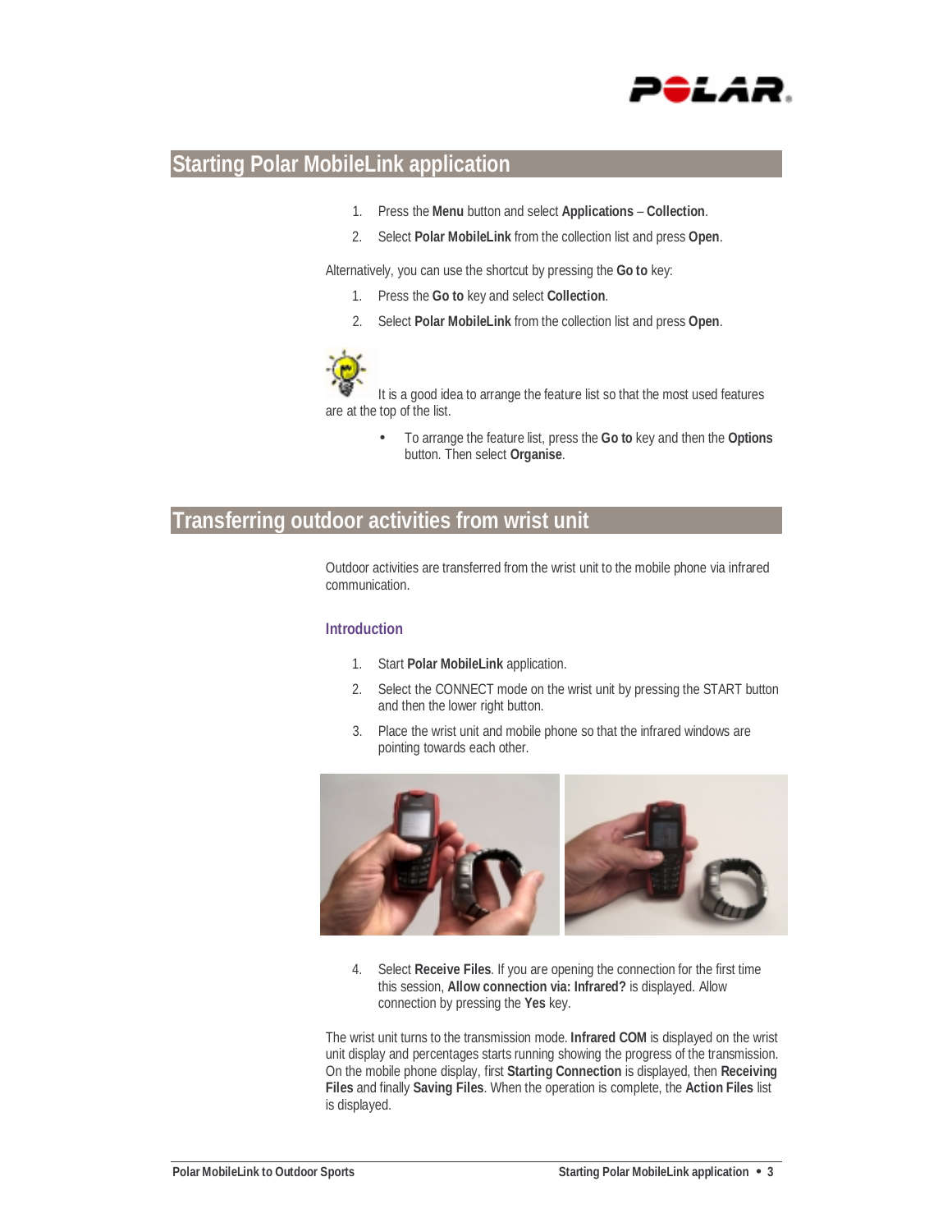## Starting Polar MobileLink application

1. Press the **Menu** button and select **Applications** – **Collection**.
2. Select **Polar MobileLink** from the collection list and press **Open**.

Alternatively, you can use the shortcut by pressing the **Go to** key:

1. Press the **Go to** key and select **Collection**.
2. Select **Polar MobileLink** from the collection list and press **Open**.

It is a good idea to arrange the feature list so that the most used features are at the top of the list.

- To arrange the feature list, press the **Go to** key and then the **Options** button. Then select **Organise**.

## Transferring outdoor activities from wrist unit

Outdoor activities are transferred from the wrist unit to the mobile phone via infrared communication.

### Introduction

1. Start **Polar MobileLink** application.
2. Select the CONNECT mode on the wrist unit by pressing the START button and then the lower right button.
3. Place the wrist unit and mobile phone so that the infrared windows are pointing towards each other.
4. Select **Receive Files**. If you are opening the connection for the first time this session, **Allow connection via: Infrared?** is displayed. Allow connection by pressing the **Yes** key.

The wrist unit turns to the transmission mode. **Infrared COM** is displayed on the wrist unit display and percentages starts running showing the progress of the transmission. On the mobile phone display, first **Starting Connection** is displayed, then **Receiving Files** and finally **Saving Files**. When the operation is complete, the **Action Files** list is displayed.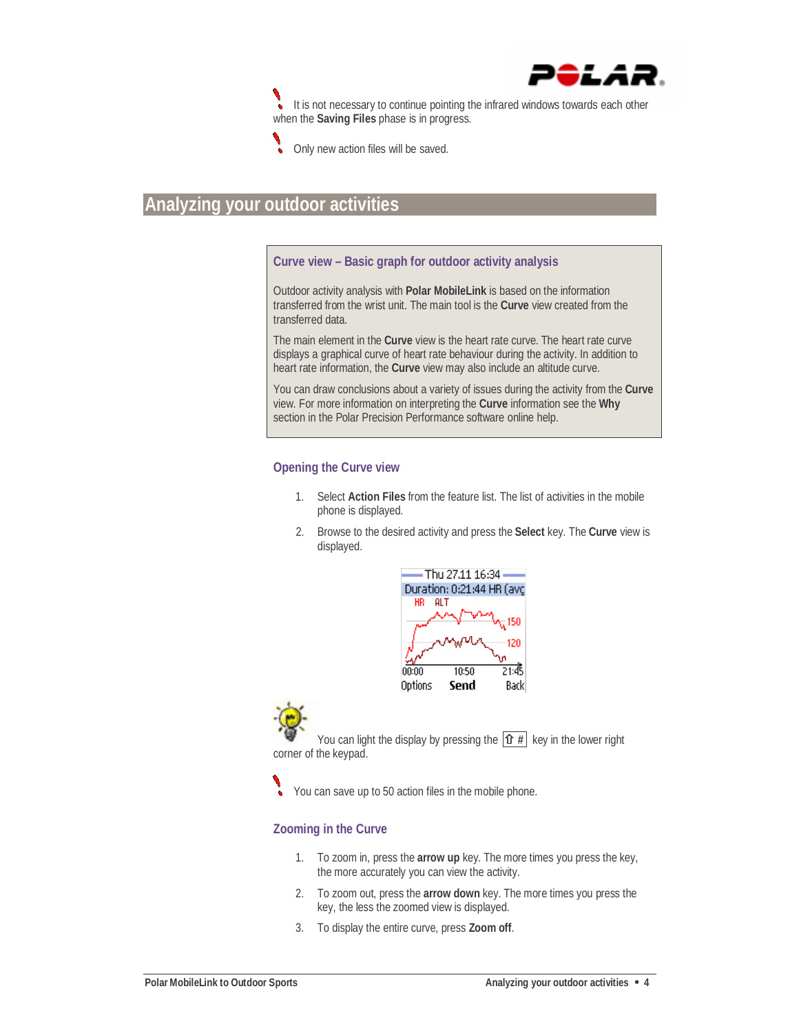It is not necessary to continue pointing the infrared windows towards each other when the **Saving Files** phase is in progress.

Only new action files will be saved.

# Analyzing your outdoor activities

## Curve view – Basic graph for outdoor activity analysis

Outdoor activity analysis with **Polar MobileLink** is based on the information transferred from the wrist unit. The main tool is the **Curve** view created from the transferred data.

The main element in the **Curve** view is the heart rate curve. The heart rate curve displays a graphical curve of heart rate behaviour during the activity. In addition to heart rate information, the **Curve** view may also include an altitude curve.

You can draw conclusions about a variety of issues during the activity from the **Curve** view. For more information on interpreting the **Curve** information see the **Why** section in the Polar Precision Performance software online help.

## Opening the Curve view

1. Select **Action Files** from the feature list. The list of activities in the mobile phone is displayed.
2. Browse to the desired activity and press the **Select** key. The **Curve** view is displayed.

You can light the display by pressing the ⇧ # key in the lower right corner of the keypad.

You can save up to 50 action files in the mobile phone.

## Zooming in the Curve

1. To zoom in, press the **arrow up** key. The more times you press the key, the more accurately you can view the activity.
2. To zoom out, press the **arrow down** key. The more times you press the key, the less the zoomed view is displayed.
3. To display the entire curve, press **Zoom off**.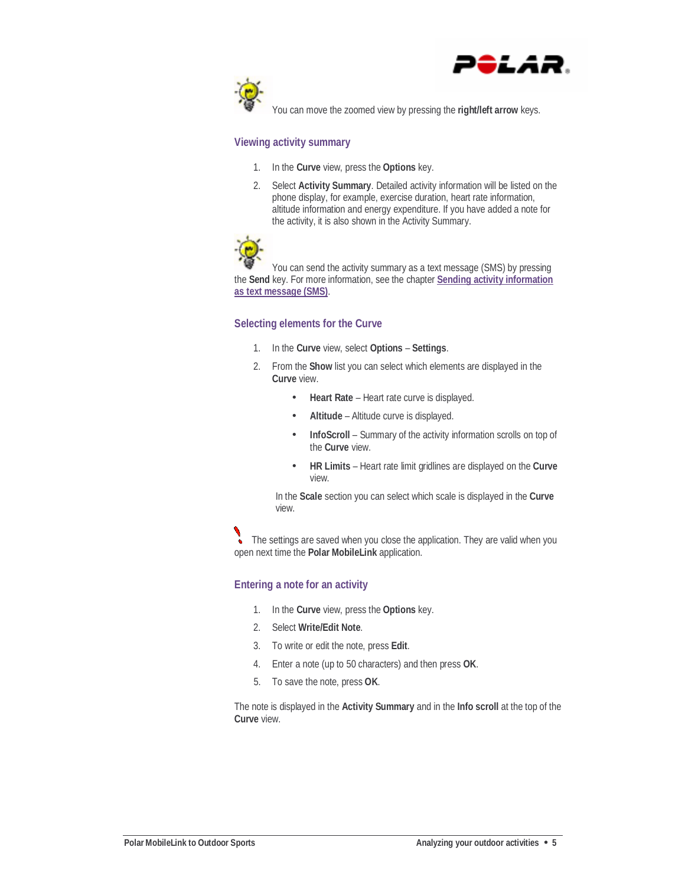You can move the zoomed view by pressing the **right/left arrow** keys.

### Viewing activity summary

1. In the **Curve** view, press the **Options** key.
2. Select **Activity Summary**. Detailed activity information will be listed on the phone display, for example, exercise duration, heart rate information, altitude information and energy expenditure. If you have added a note for the activity, it is also shown in the Activity Summary.

You can send the activity summary as a text message (SMS) by pressing the **Send** key. For more information, see the chapter Sending activity information as text message (SMS).

### Selecting elements for the Curve

1. In the **Curve** view, select **Options** – **Settings**.
2. From the **Show** list you can select which elements are displayed in the **Curve** view.
   - **Heart Rate** – Heart rate curve is displayed.
   - **Altitude** – Altitude curve is displayed.
   - **InfoScroll** – Summary of the activity information scrolls on top of the **Curve** view.
   - **HR Limits** – Heart rate limit gridlines are displayed on the **Curve** view.

   In the **Scale** section you can select which scale is displayed in the **Curve** view.

The settings are saved when you close the application. They are valid when you open next time the **Polar MobileLink** application.

### Entering a note for an activity

1. In the **Curve** view, press the **Options** key.
2. Select **Write/Edit Note**.
3. To write or edit the note, press **Edit**.
4. Enter a note (up to 50 characters) and then press **OK**.
5. To save the note, press **OK**.

The note is displayed in the **Activity Summary** and in the **Info scroll** at the top of the **Curve** view.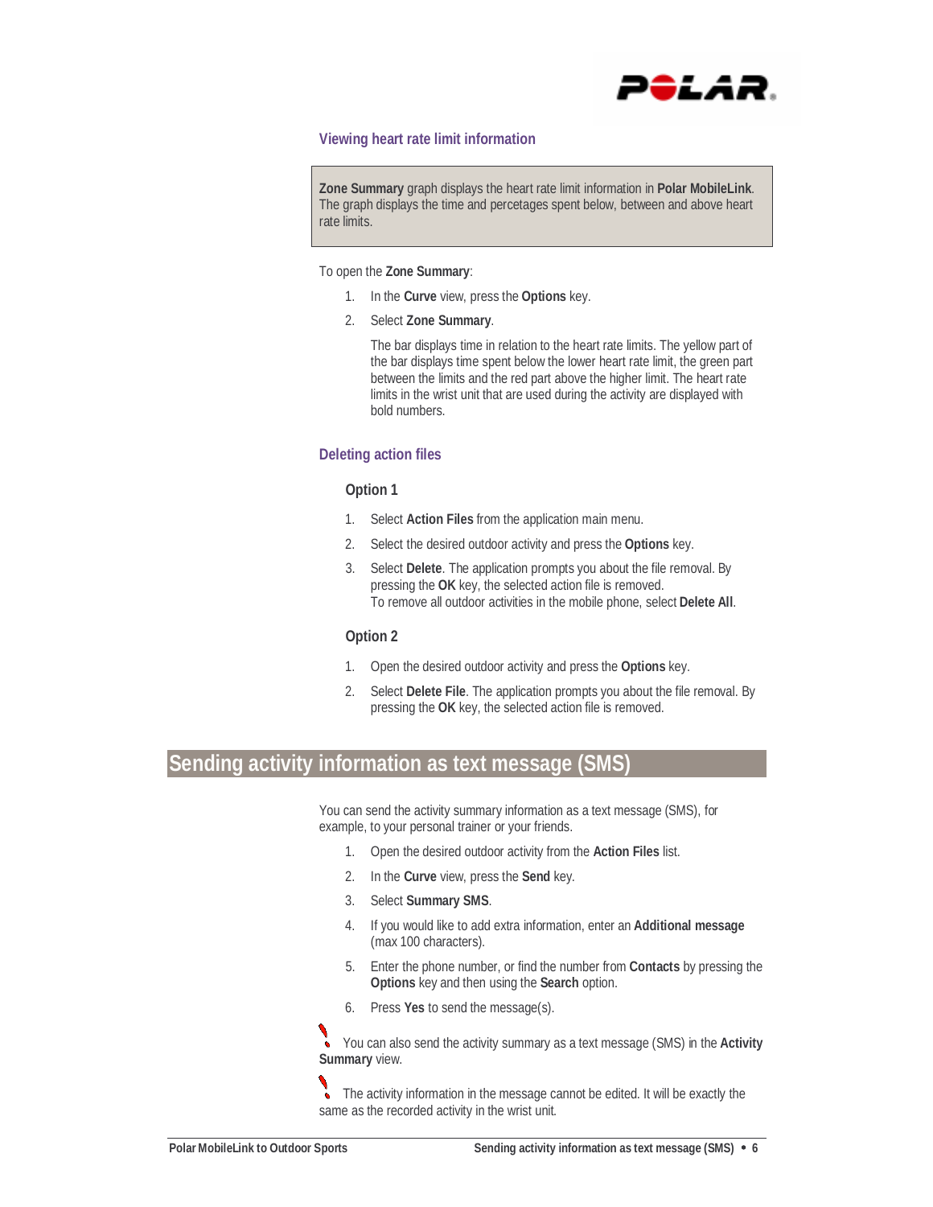### Viewing heart rate limit information

**Zone Summary** graph displays the heart rate limit information in **Polar MobileLink**. The graph displays the time and percetages spent below, between and above heart rate limits.

To open the **Zone Summary**:

1. In the **Curve** view, press the **Options** key.
2. Select **Zone Summary**.

   The bar displays time in relation to the heart rate limits. The yellow part of the bar displays time spent below the lower heart rate limit, the green part between the limits and the red part above the higher limit. The heart rate limits in the wrist unit that are used during the activity are displayed with bold numbers.

### Deleting action files

#### Option 1

1. Select **Action Files** from the application main menu.
2. Select the desired outdoor activity and press the **Options** key.
3. Select **Delete**. The application prompts you about the file removal. By pressing the **OK** key, the selected action file is removed.
   To remove all outdoor activities in the mobile phone, select **Delete All**.

#### Option 2

1. Open the desired outdoor activity and press the **Options** key.
2. Select **Delete File**. The application prompts you about the file removal. By pressing the **OK** key, the selected action file is removed.

## Sending activity information as text message (SMS)

You can send the activity summary information as a text message (SMS), for example, to your personal trainer or your friends.

1. Open the desired outdoor activity from the **Action Files** list.
2. In the **Curve** view, press the **Send** key.
3. Select **Summary SMS**.
4. If you would like to add extra information, enter an **Additional message** (max 100 characters).
5. Enter the phone number, or find the number from **Contacts** by pressing the **Options** key and then using the **Search** option.
6. Press **Yes** to send the message(s).

You can also send the activity summary as a text message (SMS) in the **Activity Summary** view.

The activity information in the message cannot be edited. It will be exactly the same as the recorded activity in the wrist unit.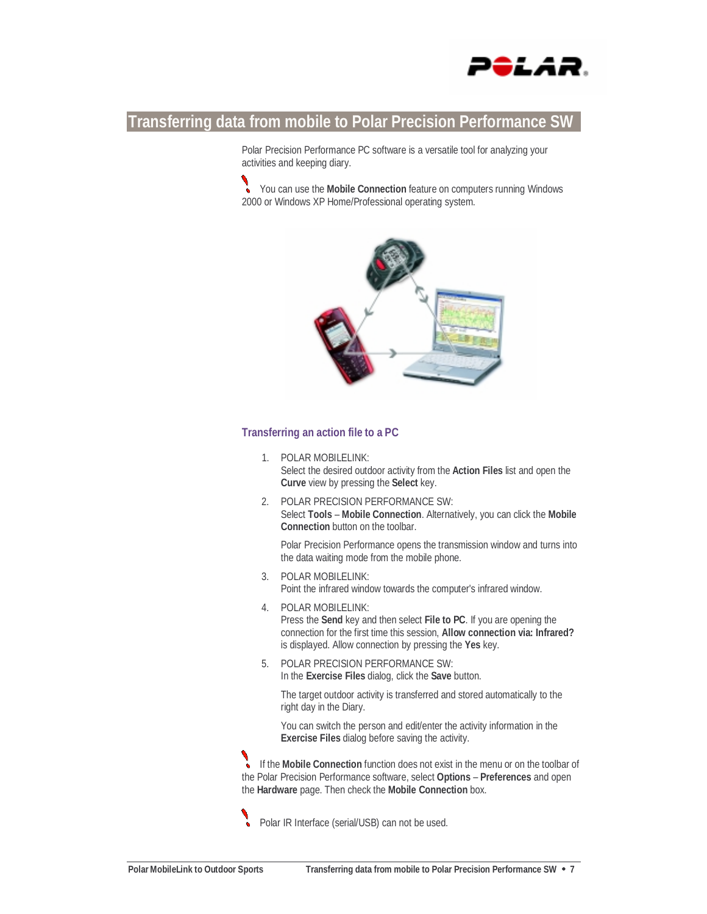# Transferring data from mobile to Polar Precision Performance SW

Polar Precision Performance PC software is a versatile tool for analyzing your activities and keeping diary.

You can use the **Mobile Connection** feature on computers running Windows 2000 or Windows XP Home/Professional operating system.

### Transferring an action file to a PC

1. POLAR MOBILELINK:
   Select the desired outdoor activity from the **Action Files** list and open the **Curve** view by pressing the **Select** key.

2. POLAR PRECISION PERFORMANCE SW:
   Select **Tools** – **Mobile Connection**. Alternatively, you can click the **Mobile Connection** button on the toolbar.

   Polar Precision Performance opens the transmission window and turns into the data waiting mode from the mobile phone.

3. POLAR MOBILELINK:
   Point the infrared window towards the computer's infrared window.

4. POLAR MOBILELINK:
   Press the **Send** key and then select **File to PC**. If you are opening the connection for the first time this session, **Allow connection via: Infrared?** is displayed. Allow connection by pressing the **Yes** key.

5. POLAR PRECISION PERFORMANCE SW:
   In the **Exercise Files** dialog, click the **Save** button.

   The target outdoor activity is transferred and stored automatically to the right day in the Diary.

   You can switch the person and edit/enter the activity information in the **Exercise Files** dialog before saving the activity.

If the **Mobile Connection** function does not exist in the menu or on the toolbar of the Polar Precision Performance software, select **Options** – **Preferences** and open the **Hardware** page. Then check the **Mobile Connection** box.

Polar IR Interface (serial/USB) can not be used.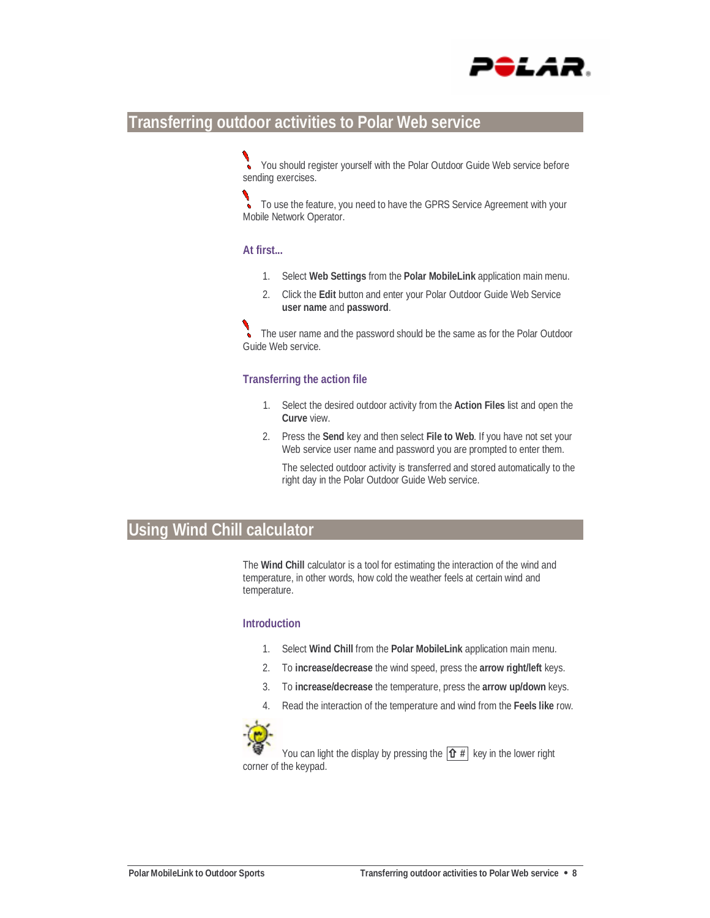## Transferring outdoor activities to Polar Web service

You should register yourself with the Polar Outdoor Guide Web service before sending exercises.

To use the feature, you need to have the GPRS Service Agreement with your Mobile Network Operator.

### At first...

1. Select **Web Settings** from the **Polar MobileLink** application main menu.
2. Click the **Edit** button and enter your Polar Outdoor Guide Web Service **user name** and **password**.

The user name and the password should be the same as for the Polar Outdoor Guide Web service.

### Transferring the action file

1. Select the desired outdoor activity from the **Action Files** list and open the **Curve** view.
2. Press the **Send** key and then select **File to Web**. If you have not set your Web service user name and password you are prompted to enter them.

   The selected outdoor activity is transferred and stored automatically to the right day in the Polar Outdoor Guide Web service.

## Using Wind Chill calculator

The **Wind Chill** calculator is a tool for estimating the interaction of the wind and temperature, in other words, how cold the weather feels at certain wind and temperature.

### Introduction

1. Select **Wind Chill** from the **Polar MobileLink** application main menu.
2. To **increase/decrease** the wind speed, press the **arrow right/left** keys.
3. To **increase/decrease** the temperature, press the **arrow up/down** keys.
4. Read the interaction of the temperature and wind from the **Feels like** row.

You can light the display by pressing the ⇧ # key in the lower right corner of the keypad.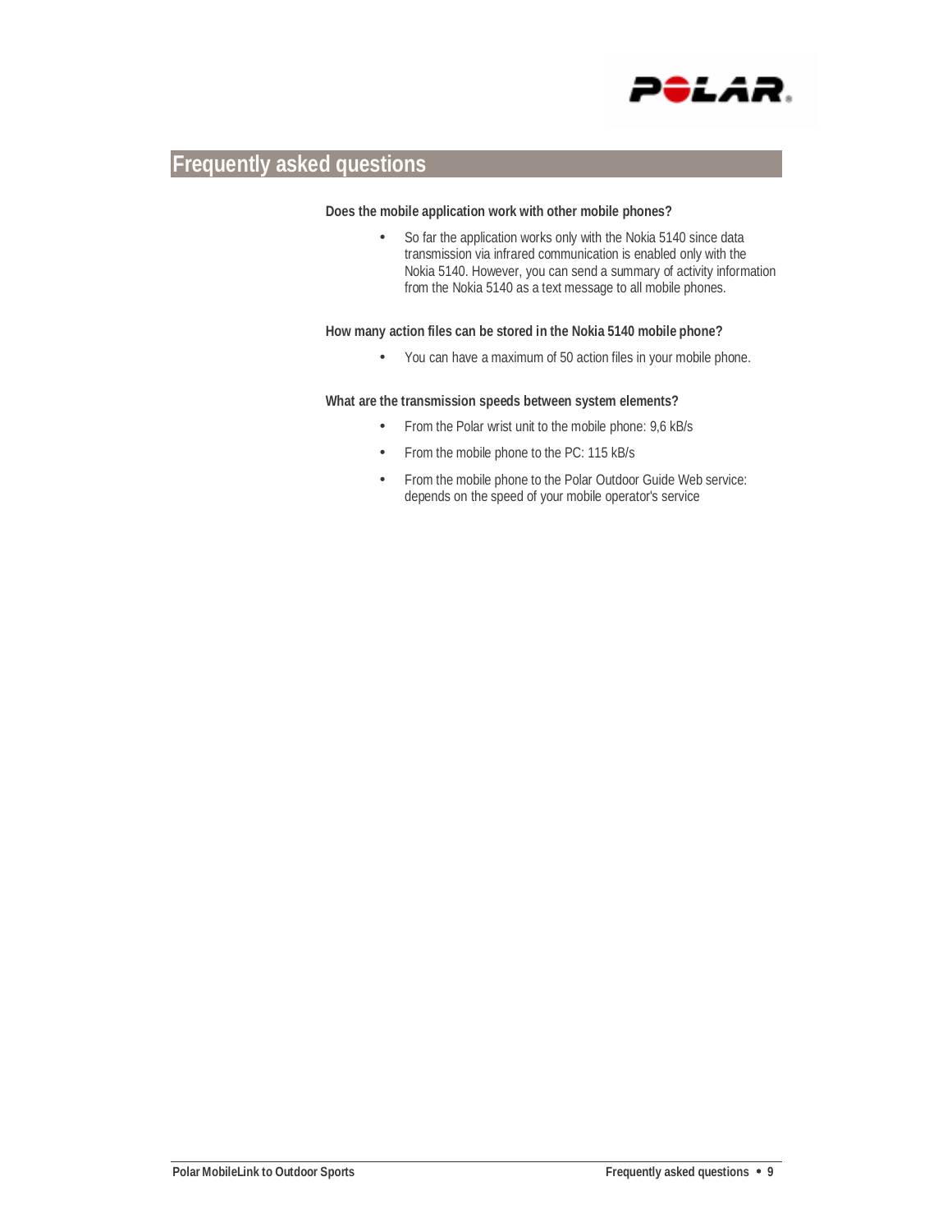# Frequently asked questions

**Does the mobile application work with other mobile phones?**

- So far the application works only with the Nokia 5140 since data transmission via infrared communication is enabled only with the Nokia 5140. However, you can send a summary of activity information from the Nokia 5140 as a text message to all mobile phones.

**How many action files can be stored in the Nokia 5140 mobile phone?**

- You can have a maximum of 50 action files in your mobile phone.

**What are the transmission speeds between system elements?**

- From the Polar wrist unit to the mobile phone: 9,6 kB/s
- From the mobile phone to the PC: 115 kB/s
- From the mobile phone to the Polar Outdoor Guide Web service: depends on the speed of your mobile operator's service